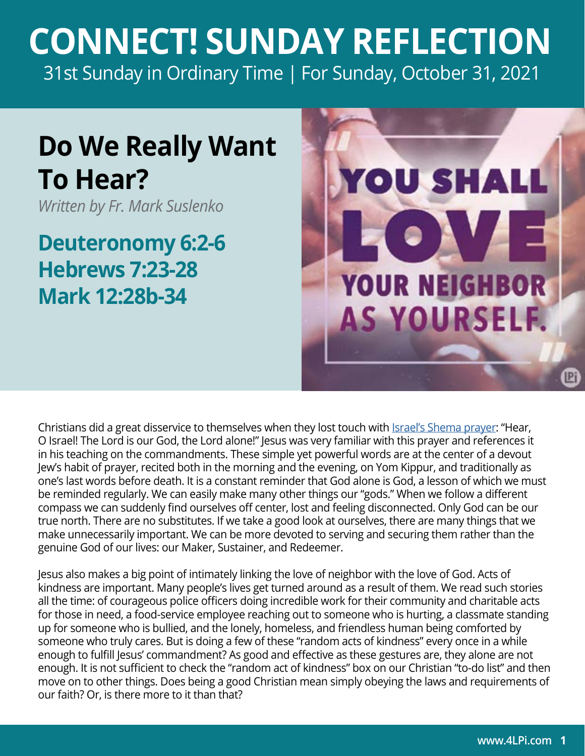# CONNECT! SUNDAY REFLECTION

31st Sunday in Ordinary Time | For Sunday, October 31, 2021

## Do We Really Want To Hear?

*Written by Fr. Mark Suslenko*

### Deuteronomy 6:2-6
### Hebrews 7:23-28
### Mark 12:28b-34

Christians did a great disservice to themselves when they lost touch with Israel's Shema prayer: "Hear, O Israel! The Lord is our God, the Lord alone!" Jesus was very familiar with this prayer and references it in his teaching on the commandments. These simple yet powerful words are at the center of a devout Jew's habit of prayer, recited both in the morning and the evening, on Yom Kippur, and traditionally as one's last words before death. It is a constant reminder that God alone is God, a lesson of which we must be reminded regularly. We can easily make many other things our "gods." When we follow a different compass we can suddenly find ourselves off center, lost and feeling disconnected. Only God can be our true north. There are no substitutes. If we take a good look at ourselves, there are many things that we make unnecessarily important. We can be more devoted to serving and securing them rather than the genuine God of our lives: our Maker, Sustainer, and Redeemer.

Jesus also makes a big point of intimately linking the love of neighbor with the love of God. Acts of kindness are important. Many people's lives get turned around as a result of them. We read such stories all the time: of courageous police officers doing incredible work for their community and charitable acts for those in need, a food-service employee reaching out to someone who is hurting, a classmate standing up for someone who is bullied, and the lonely, homeless, and friendless human being comforted by someone who truly cares. But is doing a few of these "random acts of kindness" every once in a while enough to fulfill Jesus' commandment? As good and effective as these gestures are, they alone are not enough. It is not sufficient to check the "random act of kindness" box on our Christian "to-do list" and then move on to other things. Does being a good Christian mean simply obeying the laws and requirements of our faith? Or, is there more to it than that?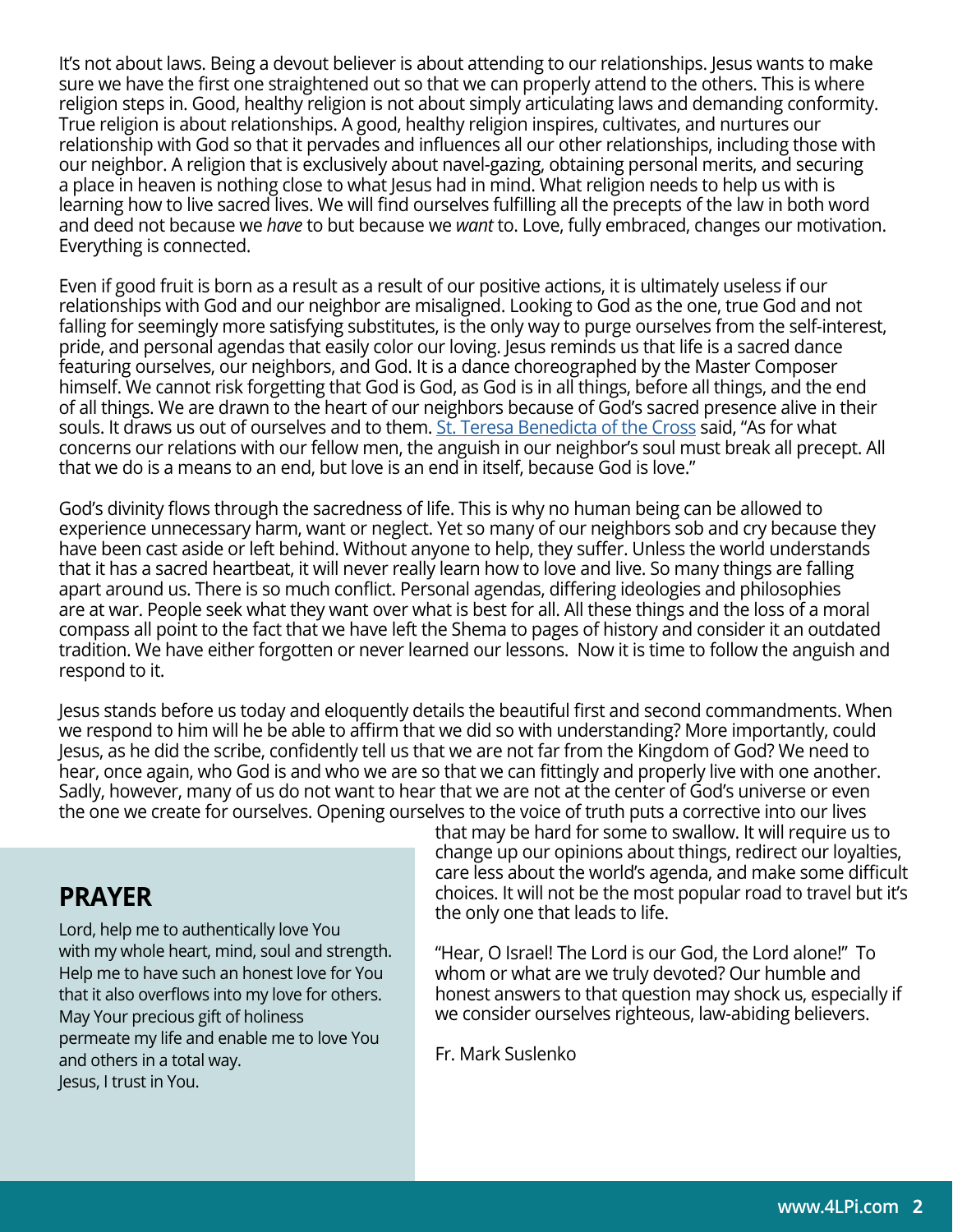It's not about laws. Being a devout believer is about attending to our relationships. Jesus wants to make sure we have the first one straightened out so that we can properly attend to the others. This is where religion steps in. Good, healthy religion is not about simply articulating laws and demanding conformity. True religion is about relationships. A good, healthy religion inspires, cultivates, and nurtures our relationship with God so that it pervades and influences all our other relationships, including those with our neighbor. A religion that is exclusively about navel-gazing, obtaining personal merits, and securing a place in heaven is nothing close to what Jesus had in mind. What religion needs to help us with is learning how to live sacred lives. We will find ourselves fulfilling all the precepts of the law in both word and deed not because we *have* to but because we *want* to. Love, fully embraced, changes our motivation. Everything is connected.

Even if good fruit is born as a result as a result of our positive actions, it is ultimately useless if our relationships with God and our neighbor are misaligned. Looking to God as the one, true God and not falling for seemingly more satisfying substitutes, is the only way to purge ourselves from the self-interest, pride, and personal agendas that easily color our loving. Jesus reminds us that life is a sacred dance featuring ourselves, our neighbors, and God. It is a dance choreographed by the Master Composer himself. We cannot risk forgetting that God is God, as God is in all things, before all things, and the end of all things. We are drawn to the heart of our neighbors because of God's sacred presence alive in their souls. It draws us out of ourselves and to them. St. Teresa Benedicta of the Cross said, "As for what concerns our relations with our fellow men, the anguish in our neighbor's soul must break all precept. All that we do is a means to an end, but love is an end in itself, because God is love."

God's divinity flows through the sacredness of life. This is why no human being can be allowed to experience unnecessary harm, want or neglect. Yet so many of our neighbors sob and cry because they have been cast aside or left behind. Without anyone to help, they suffer. Unless the world understands that it has a sacred heartbeat, it will never really learn how to love and live. So many things are falling apart around us. There is so much conflict. Personal agendas, differing ideologies and philosophies are at war. People seek what they want over what is best for all. All these things and the loss of a moral compass all point to the fact that we have left the Shema to pages of history and consider it an outdated tradition. We have either forgotten or never learned our lessons. Now it is time to follow the anguish and respond to it.

Jesus stands before us today and eloquently details the beautiful first and second commandments. When we respond to him will he be able to affirm that we did so with understanding? More importantly, could Jesus, as he did the scribe, confidently tell us that we are not far from the Kingdom of God? We need to hear, once again, who God is and who we are so that we can fittingly and properly live with one another. Sadly, however, many of us do not want to hear that we are not at the center of God's universe or even the one we create for ourselves. Opening ourselves to the voice of truth puts a corrective into our lives that may be hard for some to swallow. It will require us to change up our opinions about things, redirect our loyalties, care less about the world's agenda, and make some difficult choices. It will not be the most popular road to travel but it's the only one that leads to life.

"Hear, O Israel! The Lord is our God, the Lord alone!" To whom or what are we truly devoted? Our humble and honest answers to that question may shock us, especially if we consider ourselves righteous, law-abiding believers.

Fr. Mark Suslenko

## PRAYER

Lord, help me to authentically love You with my whole heart, mind, soul and strength. Help me to have such an honest love for You that it also overflows into my love for others. May Your precious gift of holiness permeate my life and enable me to love You and others in a total way.
Jesus, I trust in You.